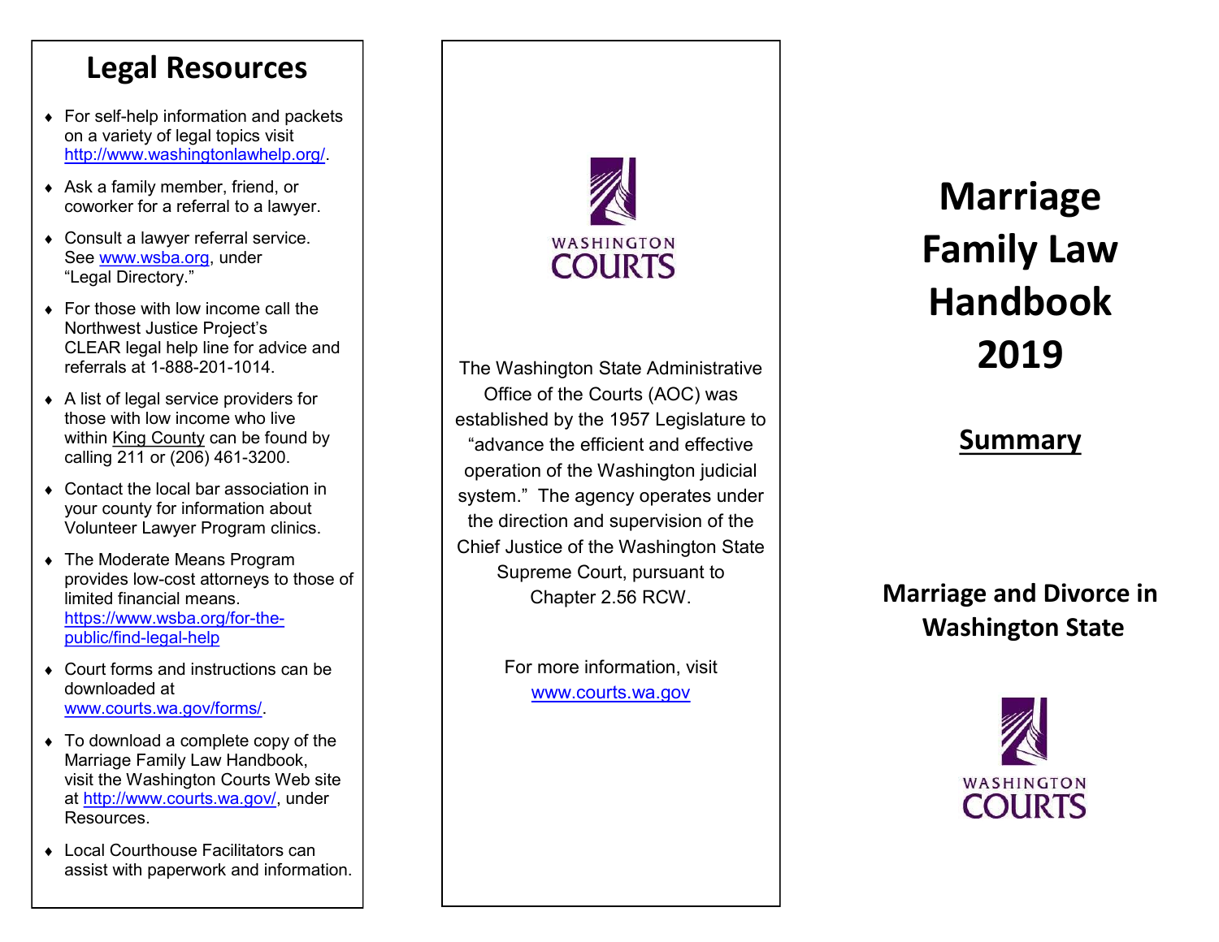## Legal Resources

- For self-help information and packets on a variety of legal topics visit http://www.washingtonlawhelp.org/.
- Ask a family member, friend, or coworker for a referral to a lawyer.
- Consult a lawyer referral service. See www.wsba.org, under "Legal Directory."
- For those with low income call the Northwest Justice Project's CLEAR legal help line for advice and referrals at 1-888-201-1014.
- A list of legal service providers for those with low income who live within King County can be found by calling 211 or (206) 461-3200.
- Contact the local bar association in your county for information about Volunteer Lawyer Program clinics.
- The Moderate Means Program provides low-cost attorneys to those of limited financial means. https://www.wsba.org/for-the-public/find-legal-help
- Court forms and instructions can be downloaded at www.courts.wa.gov/forms/.
- To download a complete copy of the Marriage Family Law Handbook, visit the Washington Courts Web site at http://www.courts.wa.gov/, under Resources.
- Local Courthouse Facilitators can assist with paperwork and information.

WASHINGTON COURTS

The Washington State Administrative Office of the Courts (AOC) was established by the 1957 Legislature to "advance the efficient and effective operation of the Washington judicial system." The agency operates under the direction and supervision of the Chief Justice of the Washington State Supreme Court, pursuant to Chapter 2.56 RCW.

For more information, visit www.courts.wa.gov

# Marriage Family Law Handbook 2019

## Summary

### Marriage and Divorce in Washington State

WASHINGTON COURTS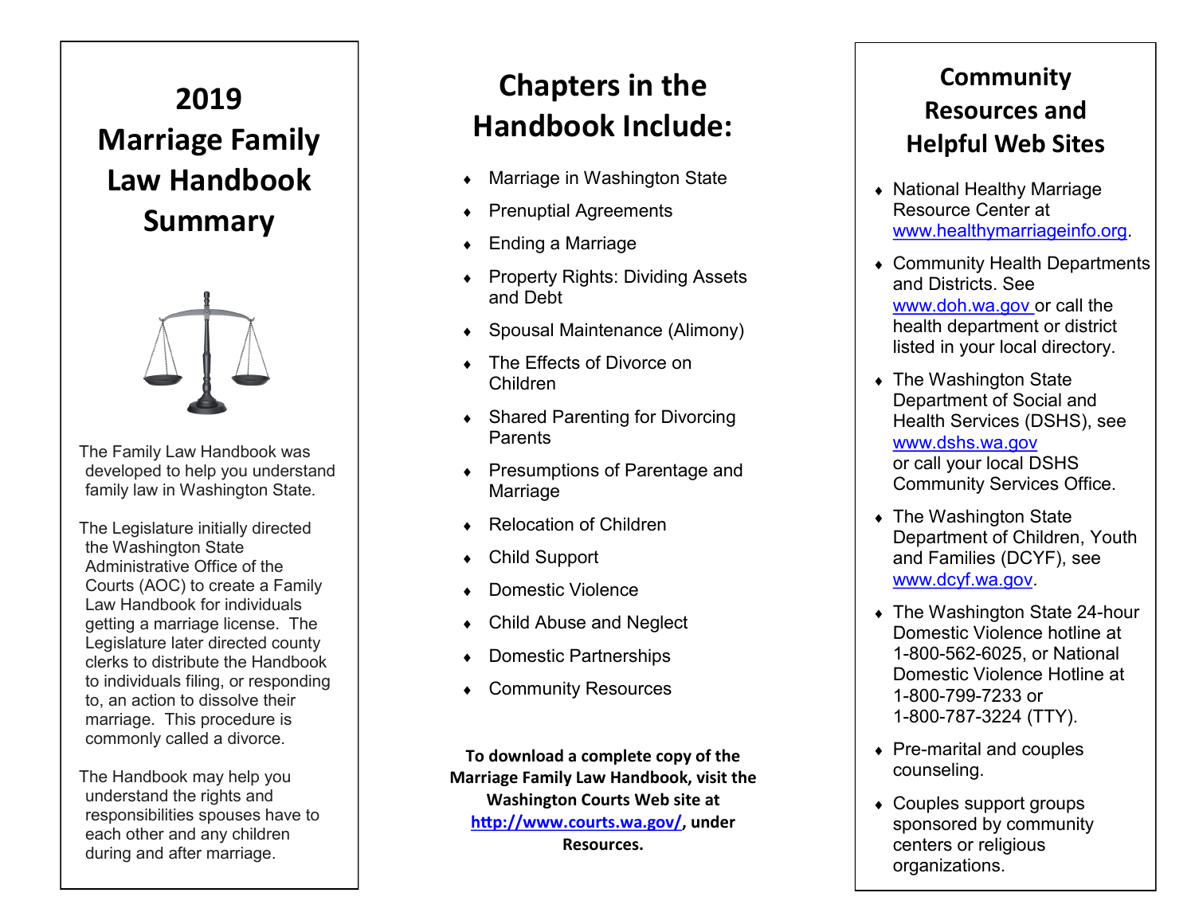# 2019 Marriage Family Law Handbook Summary

The Family Law Handbook was developed to help you understand family law in Washington State.

The Legislature initially directed the Washington State Administrative Office of the Courts (AOC) to create a Family Law Handbook for individuals getting a marriage license. The Legislature later directed county clerks to distribute the Handbook to individuals filing, or responding to, an action to dissolve their marriage. This procedure is commonly called a divorce.

The Handbook may help you understand the rights and responsibilities spouses have to each other and any children during and after marriage.

# Chapters in the Handbook Include:

- Marriage in Washington State
- Prenuptial Agreements
- Ending a Marriage
- Property Rights: Dividing Assets and Debt
- Spousal Maintenance (Alimony)
- The Effects of Divorce on Children
- Shared Parenting for Divorcing Parents
- Presumptions of Parentage and Marriage
- Relocation of Children
- Child Support
- Domestic Violence
- Child Abuse and Neglect
- Domestic Partnerships
- Community Resources

**To download a complete copy of the Marriage Family Law Handbook, visit the Washington Courts Web site at http://www.courts.wa.gov/, under Resources.**

# Community Resources and Helpful Web Sites

- National Healthy Marriage Resource Center at www.healthymarriageinfo.org.
- Community Health Departments and Districts. See www.doh.wa.gov or call the health department or district listed in your local directory.
- The Washington State Department of Social and Health Services (DSHS), see www.dshs.wa.gov or call your local DSHS Community Services Office.
- The Washington State Department of Children, Youth and Families (DCYF), see www.dcyf.wa.gov.
- The Washington State 24-hour Domestic Violence hotline at 1-800-562-6025, or National Domestic Violence Hotline at 1-800-799-7233 or 1-800-787-3224 (TTY).
- Pre-marital and couples counseling.
- Couples support groups sponsored by community centers or religious organizations.